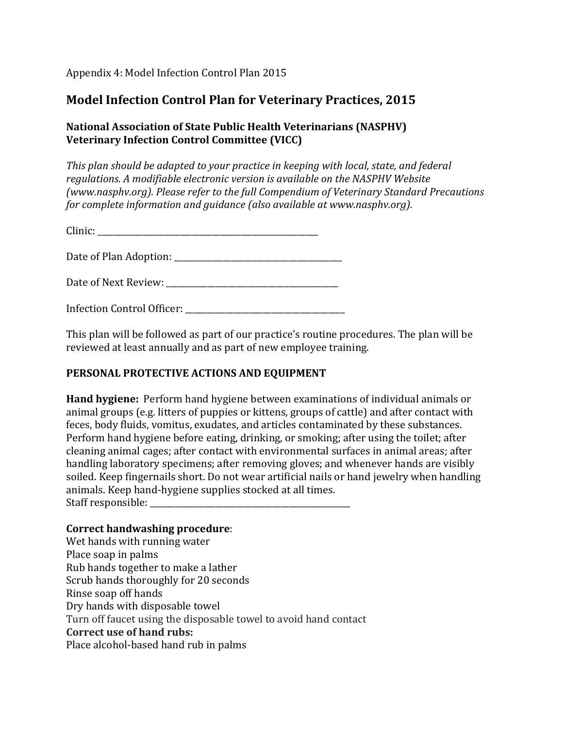Appendix 4: Model Infection Control Plan 2015

# Model Infection Control Plan for Veterinary Practices, 2015

### National Association of State Public Health Veterinarians (NASPHV)
### Veterinary Infection Control Committee (VICC)

*This plan should be adapted to your practice in keeping with local, state, and federal regulations. A modifiable electronic version is available on the NASPHV Website (www.nasphv.org). Please refer to the full Compendium of Veterinary Standard Precautions for complete information and guidance (also available at www.nasphv.org).*

Clinic: ____________________________________________________

Date of Plan Adoption: ______________________________________

Date of Next Review: ________________________________________

Infection Control Officer: _____________________________________

This plan will be followed as part of our practice's routine procedures. The plan will be reviewed at least annually and as part of new employee training.

## PERSONAL PROTECTIVE ACTIONS AND EQUIPMENT

**Hand hygiene:** Perform hand hygiene between examinations of individual animals or animal groups (e.g. litters of puppies or kittens, groups of cattle) and after contact with feces, body fluids, vomitus, exudates, and articles contaminated by these substances. Perform hand hygiene before eating, drinking, or smoking; after using the toilet; after cleaning animal cages; after contact with environmental surfaces in animal areas; after handling laboratory specimens; after removing gloves; and whenever hands are visibly soiled. Keep fingernails short. Do not wear artificial nails or hand jewelry when handling animals. Keep hand-hygiene supplies stocked at all times.
Staff responsible: ______________________________________________

**Correct handwashing procedure**:
Wet hands with running water
Place soap in palms
Rub hands together to make a lather
Scrub hands thoroughly for 20 seconds
Rinse soap off hands
Dry hands with disposable towel
Turn off faucet using the disposable towel to avoid hand contact
**Correct use of hand rubs:**
Place alcohol-based hand rub in palms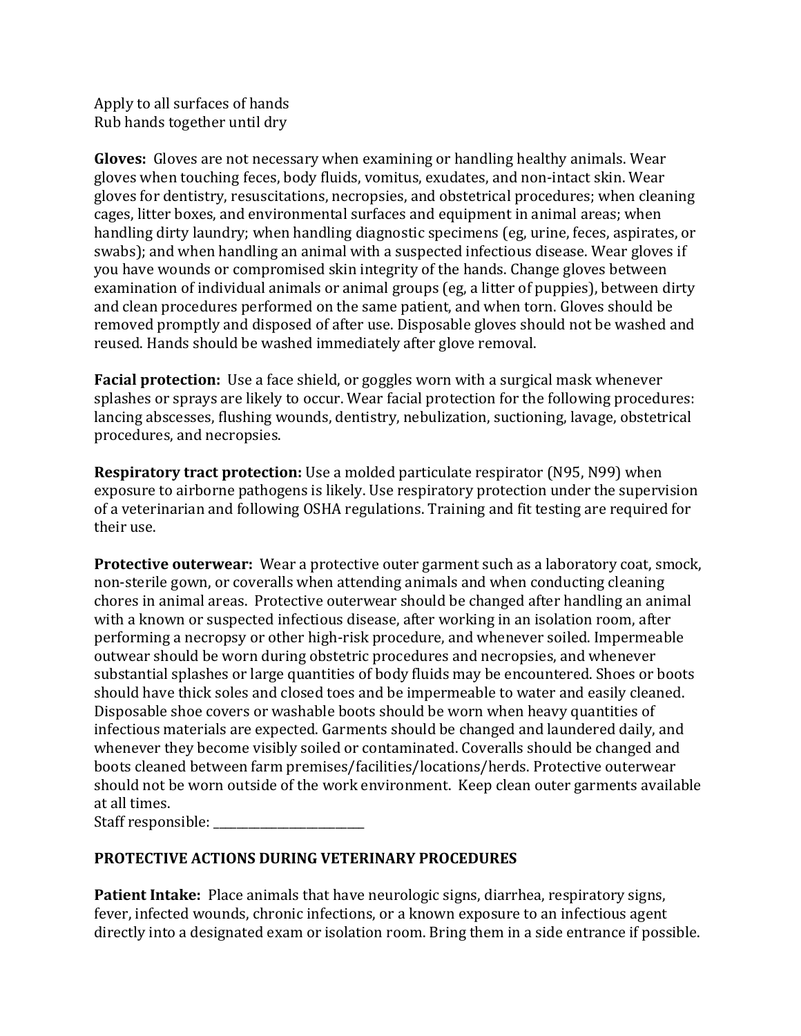Apply to all surfaces of hands
Rub hands together until dry

**Gloves:** Gloves are not necessary when examining or handling healthy animals. Wear gloves when touching feces, body fluids, vomitus, exudates, and non-intact skin. Wear gloves for dentistry, resuscitations, necropsies, and obstetrical procedures; when cleaning cages, litter boxes, and environmental surfaces and equipment in animal areas; when handling dirty laundry; when handling diagnostic specimens (eg, urine, feces, aspirates, or swabs); and when handling an animal with a suspected infectious disease. Wear gloves if you have wounds or compromised skin integrity of the hands. Change gloves between examination of individual animals or animal groups (eg, a litter of puppies), between dirty and clean procedures performed on the same patient, and when torn. Gloves should be removed promptly and disposed of after use. Disposable gloves should not be washed and reused. Hands should be washed immediately after glove removal.

**Facial protection:** Use a face shield, or goggles worn with a surgical mask whenever splashes or sprays are likely to occur. Wear facial protection for the following procedures: lancing abscesses, flushing wounds, dentistry, nebulization, suctioning, lavage, obstetrical procedures, and necropsies.

**Respiratory tract protection:** Use a molded particulate respirator (N95, N99) when exposure to airborne pathogens is likely. Use respiratory protection under the supervision of a veterinarian and following OSHA regulations. Training and fit testing are required for their use.

**Protective outerwear:** Wear a protective outer garment such as a laboratory coat, smock, non-sterile gown, or coveralls when attending animals and when conducting cleaning chores in animal areas. Protective outerwear should be changed after handling an animal with a known or suspected infectious disease, after working in an isolation room, after performing a necropsy or other high-risk procedure, and whenever soiled. Impermeable outwear should be worn during obstetric procedures and necropsies, and whenever substantial splashes or large quantities of body fluids may be encountered. Shoes or boots should have thick soles and closed toes and be impermeable to water and easily cleaned. Disposable shoe covers or washable boots should be worn when heavy quantities of infectious materials are expected. Garments should be changed and laundered daily, and whenever they become visibly soiled or contaminated. Coveralls should be changed and boots cleaned between farm premises/facilities/locations/herds. Protective outerwear should not be worn outside of the work environment. Keep clean outer garments available at all times.
Staff responsible: ______________________

## PROTECTIVE ACTIONS DURING VETERINARY PROCEDURES

**Patient Intake:** Place animals that have neurologic signs, diarrhea, respiratory signs, fever, infected wounds, chronic infections, or a known exposure to an infectious agent directly into a designated exam or isolation room. Bring them in a side entrance if possible.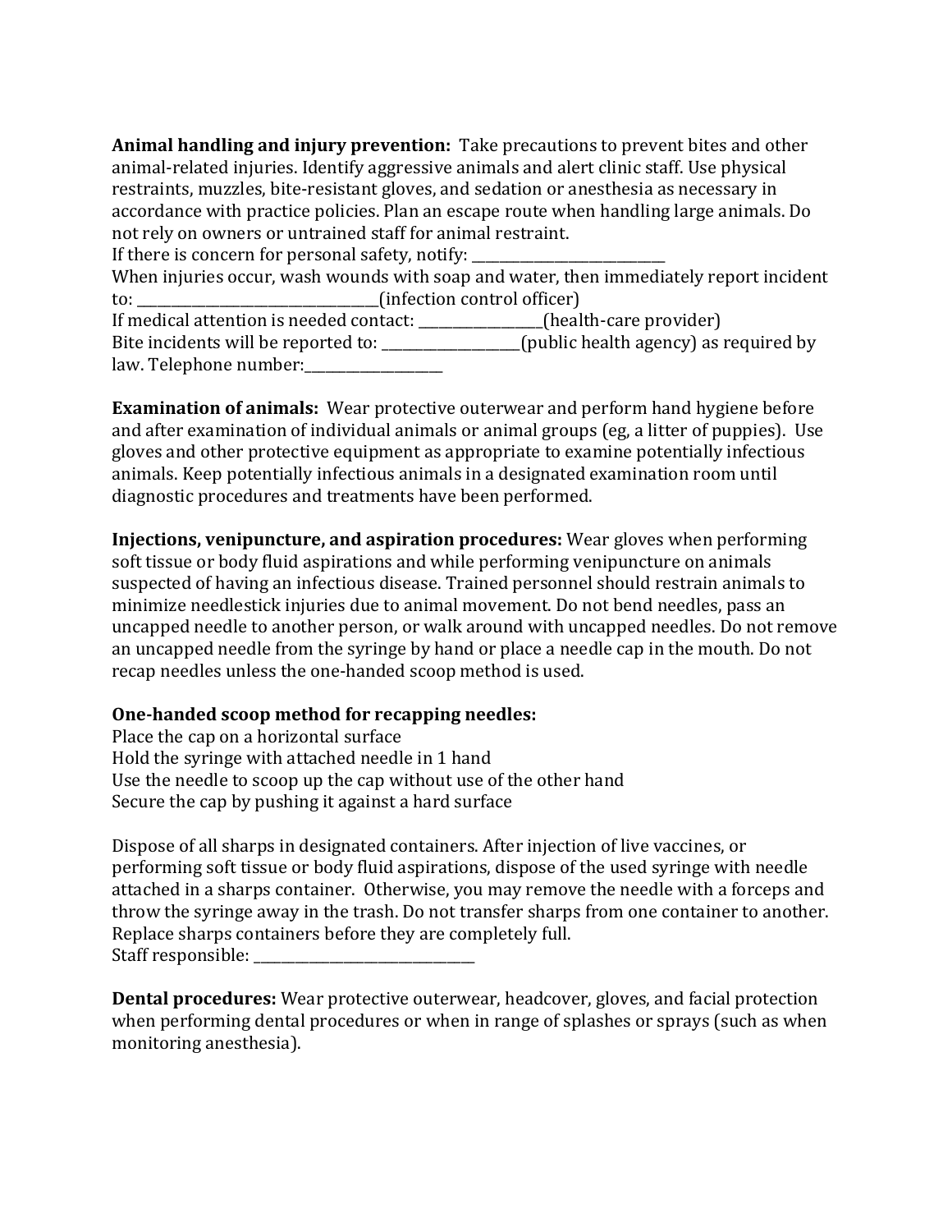**Animal handling and injury prevention:** Take precautions to prevent bites and other animal-related injuries. Identify aggressive animals and alert clinic staff. Use physical restraints, muzzles, bite-resistant gloves, and sedation or anesthesia as necessary in accordance with practice policies. Plan an escape route when handling large animals. Do not rely on owners or untrained staff for animal restraint.
If there is concern for personal safety, notify: ___________________________
When injuries occur, wash wounds with soap and water, then immediately report incident to: __________________________________(infection control officer)
If medical attention is needed contact: _________________(health-care provider)
Bite incidents will be reported to: ___________________(public health agency) as required by law. Telephone number:___________________

**Examination of animals:** Wear protective outerwear and perform hand hygiene before and after examination of individual animals or animal groups (eg, a litter of puppies). Use gloves and other protective equipment as appropriate to examine potentially infectious animals. Keep potentially infectious animals in a designated examination room until diagnostic procedures and treatments have been performed.

**Injections, venipuncture, and aspiration procedures:** Wear gloves when performing soft tissue or body fluid aspirations and while performing venipuncture on animals suspected of having an infectious disease. Trained personnel should restrain animals to minimize needlestick injuries due to animal movement. Do not bend needles, pass an uncapped needle to another person, or walk around with uncapped needles. Do not remove an uncapped needle from the syringe by hand or place a needle cap in the mouth. Do not recap needles unless the one-handed scoop method is used.

**One-handed scoop method for recapping needles:**
Place the cap on a horizontal surface
Hold the syringe with attached needle in 1 hand
Use the needle to scoop up the cap without use of the other hand
Secure the cap by pushing it against a hard surface

Dispose of all sharps in designated containers. After injection of live vaccines, or performing soft tissue or body fluid aspirations, dispose of the used syringe with needle attached in a sharps container. Otherwise, you may remove the needle with a forceps and throw the syringe away in the trash. Do not transfer sharps from one container to another. Replace sharps containers before they are completely full.
Staff responsible: _______________________________

**Dental procedures:** Wear protective outerwear, headcover, gloves, and facial protection when performing dental procedures or when in range of splashes or sprays (such as when monitoring anesthesia).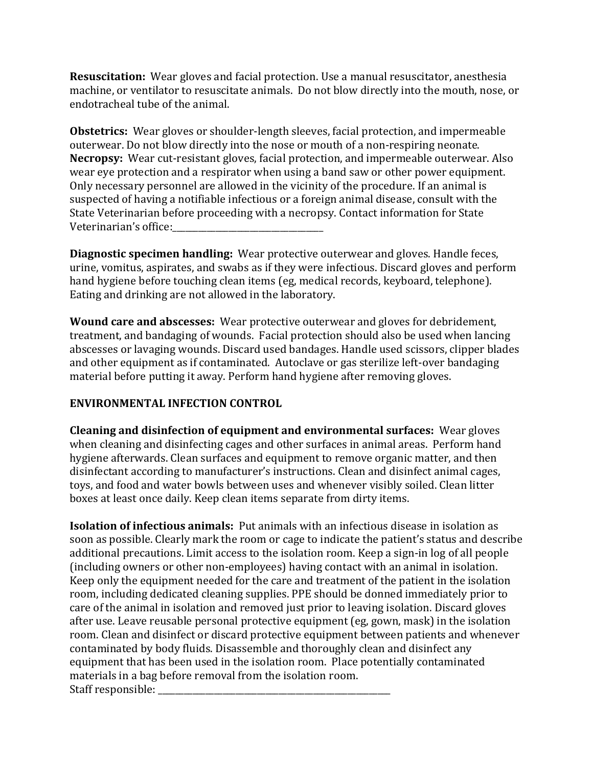**Resuscitation:** Wear gloves and facial protection. Use a manual resuscitator, anesthesia machine, or ventilator to resuscitate animals. Do not blow directly into the mouth, nose, or endotracheal tube of the animal.

**Obstetrics:** Wear gloves or shoulder-length sleeves, facial protection, and impermeable outerwear. Do not blow directly into the nose or mouth of a non-respiring neonate.
**Necropsy:** Wear cut-resistant gloves, facial protection, and impermeable outerwear. Also wear eye protection and a respirator when using a band saw or other power equipment. Only necessary personnel are allowed in the vicinity of the procedure. If an animal is suspected of having a notifiable infectious or a foreign animal disease, consult with the State Veterinarian before proceeding with a necropsy. Contact information for State Veterinarian's office:_________________________________

**Diagnostic specimen handling:** Wear protective outerwear and gloves. Handle feces, urine, vomitus, aspirates, and swabs as if they were infectious. Discard gloves and perform hand hygiene before touching clean items (eg, medical records, keyboard, telephone). Eating and drinking are not allowed in the laboratory.

**Wound care and abscesses:** Wear protective outerwear and gloves for debridement, treatment, and bandaging of wounds. Facial protection should also be used when lancing abscesses or lavaging wounds. Discard used bandages. Handle used scissors, clipper blades and other equipment as if contaminated. Autoclave or gas sterilize left-over bandaging material before putting it away. Perform hand hygiene after removing gloves.

**ENVIRONMENTAL INFECTION CONTROL**

**Cleaning and disinfection of equipment and environmental surfaces:** Wear gloves when cleaning and disinfecting cages and other surfaces in animal areas. Perform hand hygiene afterwards. Clean surfaces and equipment to remove organic matter, and then disinfectant according to manufacturer's instructions. Clean and disinfect animal cages, toys, and food and water bowls between uses and whenever visibly soiled. Clean litter boxes at least once daily. Keep clean items separate from dirty items.

**Isolation of infectious animals:** Put animals with an infectious disease in isolation as soon as possible. Clearly mark the room or cage to indicate the patient's status and describe additional precautions. Limit access to the isolation room. Keep a sign-in log of all people (including owners or other non-employees) having contact with an animal in isolation. Keep only the equipment needed for the care and treatment of the patient in the isolation room, including dedicated cleaning supplies. PPE should be donned immediately prior to care of the animal in isolation and removed just prior to leaving isolation. Discard gloves after use. Leave reusable personal protective equipment (eg, gown, mask) in the isolation room. Clean and disinfect or discard protective equipment between patients and whenever contaminated by body fluids. Disassemble and thoroughly clean and disinfect any equipment that has been used in the isolation room. Place potentially contaminated materials in a bag before removal from the isolation room.
Staff responsible: ___________________________________________________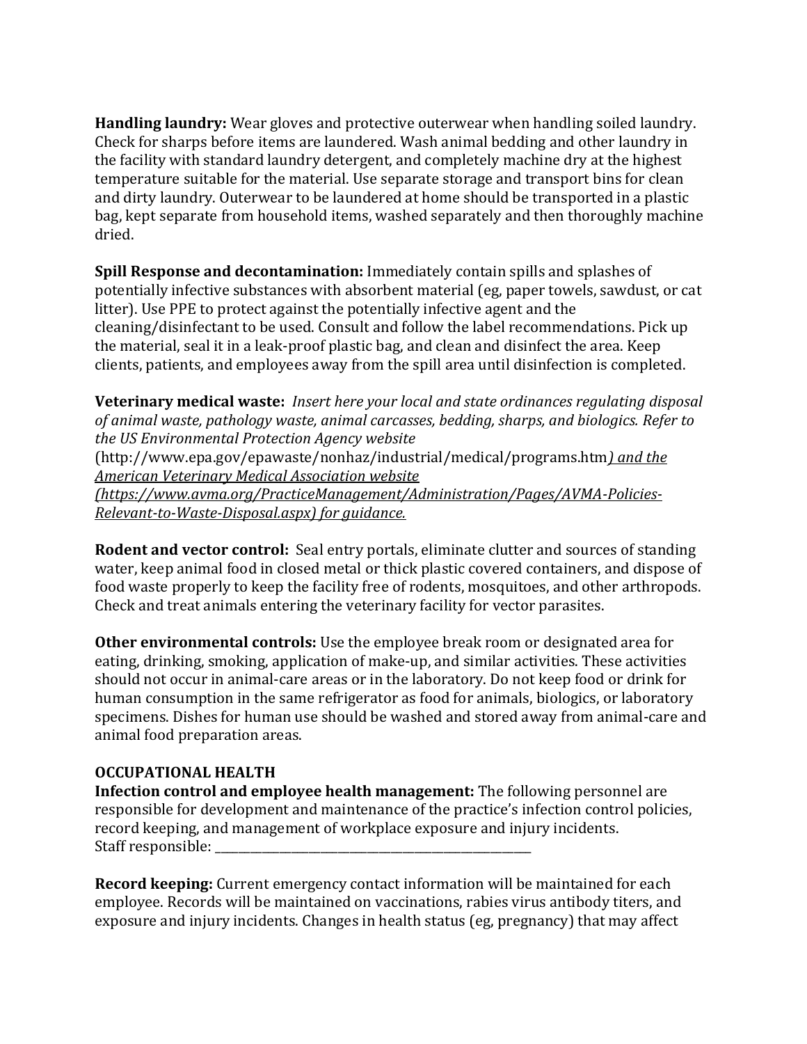**Handling laundry:** Wear gloves and protective outerwear when handling soiled laundry. Check for sharps before items are laundered. Wash animal bedding and other laundry in the facility with standard laundry detergent, and completely machine dry at the highest temperature suitable for the material. Use separate storage and transport bins for clean and dirty laundry. Outerwear to be laundered at home should be transported in a plastic bag, kept separate from household items, washed separately and then thoroughly machine dried.

**Spill Response and decontamination:** Immediately contain spills and splashes of potentially infective substances with absorbent material (eg, paper towels, sawdust, or cat litter). Use PPE to protect against the potentially infective agent and the cleaning/disinfectant to be used. Consult and follow the label recommendations. Pick up the material, seal it in a leak-proof plastic bag, and clean and disinfect the area. Keep clients, patients, and employees away from the spill area until disinfection is completed.

**Veterinary medical waste:** *Insert here your local and state ordinances regulating disposal of animal waste, pathology waste, animal carcasses, bedding, sharps, and biologics. Refer to the US Environmental Protection Agency website* (http://www.epa.gov/epawaste/nonhaz/industrial/medical/programs.htm*) and the American Veterinary Medical Association website (https://www.avma.org/PracticeManagement/Administration/Pages/AVMA-Policies-Relevant-to-Waste-Disposal.aspx) for guidance.*

**Rodent and vector control:** Seal entry portals, eliminate clutter and sources of standing water, keep animal food in closed metal or thick plastic covered containers, and dispose of food waste properly to keep the facility free of rodents, mosquitoes, and other arthropods. Check and treat animals entering the veterinary facility for vector parasites.

**Other environmental controls:** Use the employee break room or designated area for eating, drinking, smoking, application of make-up, and similar activities. These activities should not occur in animal-care areas or in the laboratory. Do not keep food or drink for human consumption in the same refrigerator as food for animals, biologics, or laboratory specimens. Dishes for human use should be washed and stored away from animal-care and animal food preparation areas.

## OCCUPATIONAL HEALTH

**Infection control and employee health management:** The following personnel are responsible for development and maintenance of the practice's infection control policies, record keeping, and management of workplace exposure and injury incidents.
Staff responsible: ____________________________________________

**Record keeping:** Current emergency contact information will be maintained for each employee. Records will be maintained on vaccinations, rabies virus antibody titers, and exposure and injury incidents. Changes in health status (eg, pregnancy) that may affect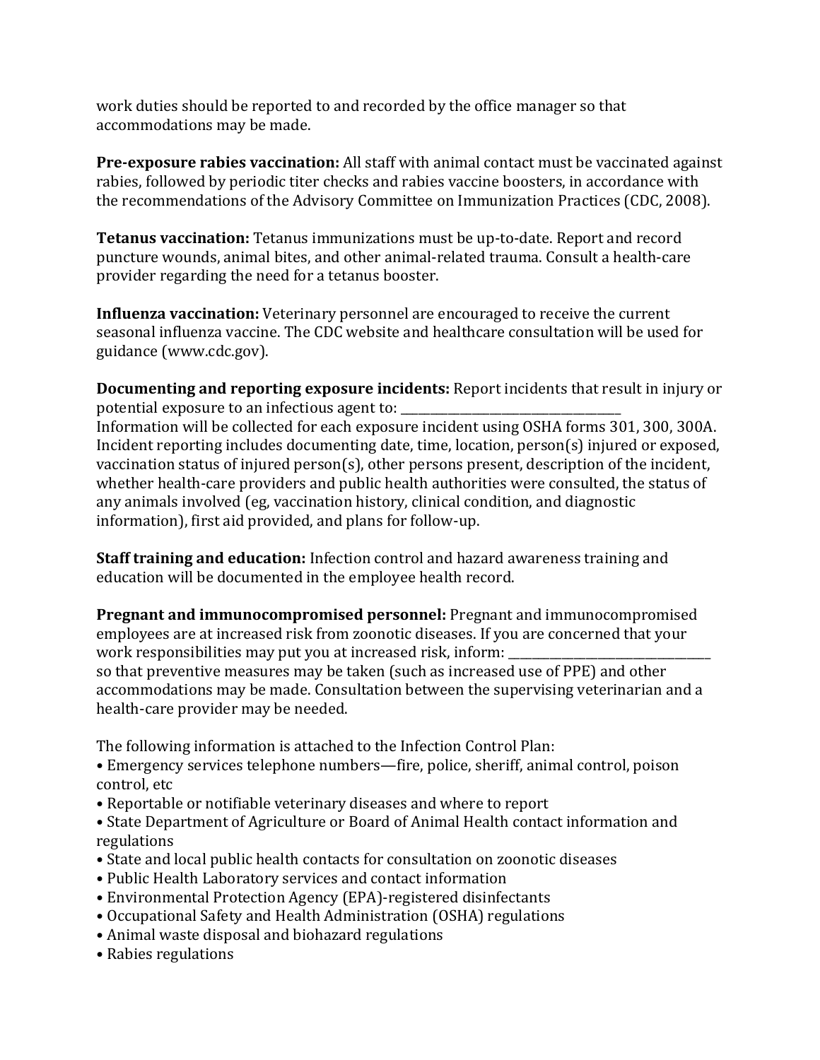work duties should be reported to and recorded by the office manager so that accommodations may be made.

**Pre-exposure rabies vaccination:** All staff with animal contact must be vaccinated against rabies, followed by periodic titer checks and rabies vaccine boosters, in accordance with the recommendations of the Advisory Committee on Immunization Practices (CDC, 2008).

**Tetanus vaccination:** Tetanus immunizations must be up-to-date. Report and record puncture wounds, animal bites, and other animal-related trauma. Consult a health-care provider regarding the need for a tetanus booster.

**Influenza vaccination:** Veterinary personnel are encouraged to receive the current seasonal influenza vaccine. The CDC website and healthcare consultation will be used for guidance (www.cdc.gov).

**Documenting and reporting exposure incidents:** Report incidents that result in injury or potential exposure to an infectious agent to: ____________________________________
Information will be collected for each exposure incident using OSHA forms 301, 300, 300A. Incident reporting includes documenting date, time, location, person(s) injured or exposed, vaccination status of injured person(s), other persons present, description of the incident, whether health-care providers and public health authorities were consulted, the status of any animals involved (eg, vaccination history, clinical condition, and diagnostic information), first aid provided, and plans for follow-up.

**Staff training and education:** Infection control and hazard awareness training and education will be documented in the employee health record.

**Pregnant and immunocompromised personnel:** Pregnant and immunocompromised employees are at increased risk from zoonotic diseases. If you are concerned that your work responsibilities may put you at increased risk, inform: __________________________________ so that preventive measures may be taken (such as increased use of PPE) and other accommodations may be made. Consultation between the supervising veterinarian and a health-care provider may be needed.

The following information is attached to the Infection Control Plan:

- Emergency services telephone numbers—fire, police, sheriff, animal control, poison control, etc
- Reportable or notifiable veterinary diseases and where to report
- State Department of Agriculture or Board of Animal Health contact information and regulations
- State and local public health contacts for consultation on zoonotic diseases
- Public Health Laboratory services and contact information
- Environmental Protection Agency (EPA)-registered disinfectants
- Occupational Safety and Health Administration (OSHA) regulations
- Animal waste disposal and biohazard regulations
- Rabies regulations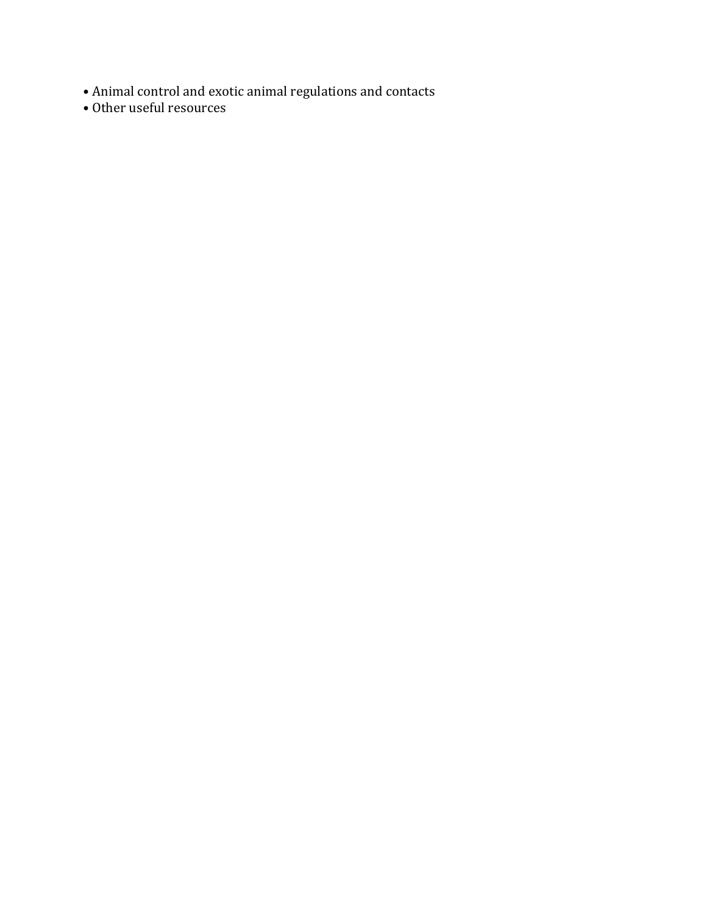- Animal control and exotic animal regulations and contacts
- Other useful resources